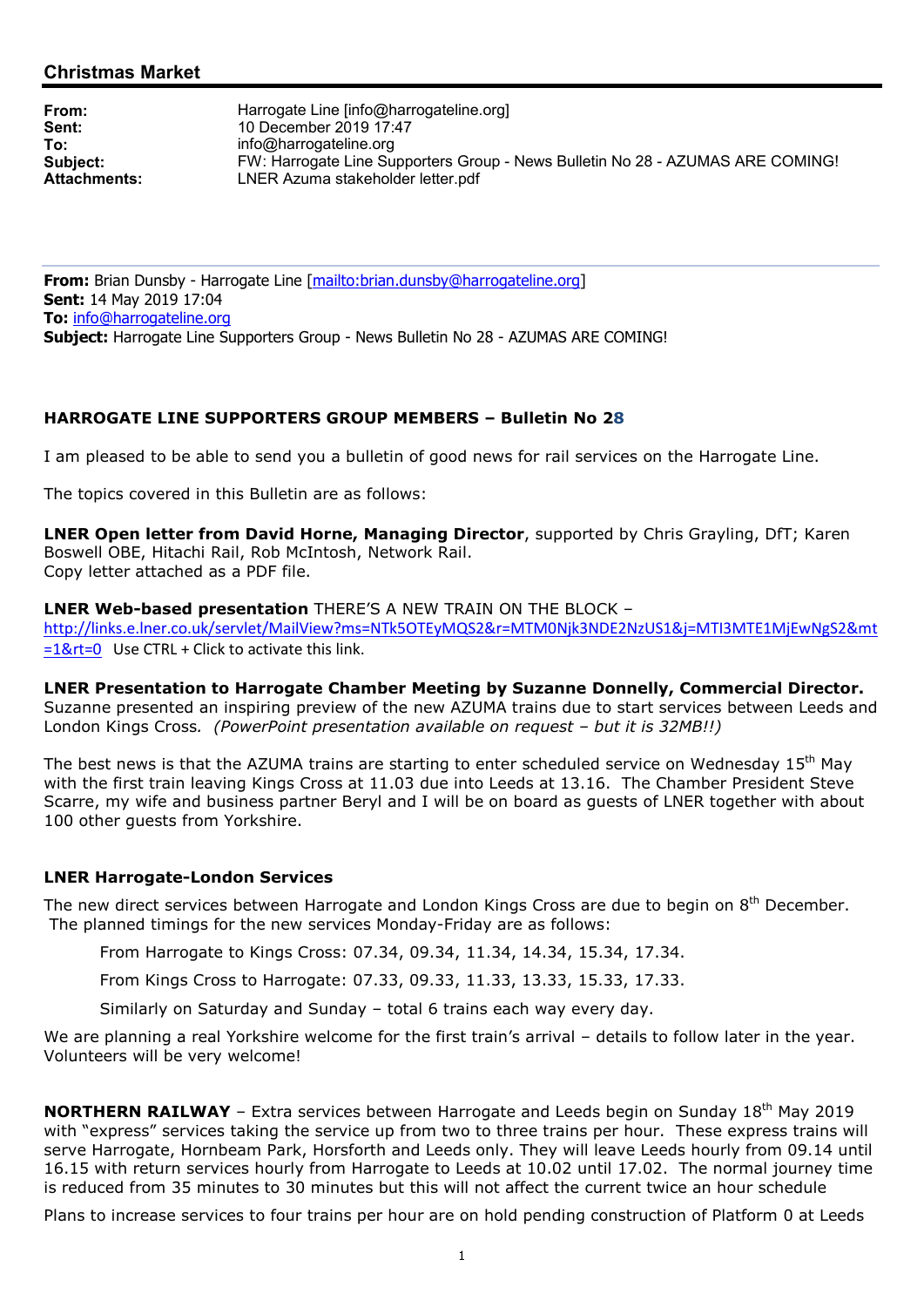## Christmas Market

**From:** Harrogate Line [info@harrogateline.org]
**Sent:** 10 December 2019 17:47
**To:** info@harrogateline.org
**Subject:** FW: Harrogate Line Supporters Group - News Bulletin No 28 - AZUMAS ARE COMING!
**Attachments:** LNER Azuma stakeholder letter.pdf

---

**From:** Brian Dunsby - Harrogate Line [mailto:brian.dunsby@harrogateline.org]
**Sent:** 14 May 2019 17:04
**To:** info@harrogateline.org
**Subject:** Harrogate Line Supporters Group - News Bulletin No 28 - AZUMAS ARE COMING!

**HARROGATE LINE SUPPORTERS GROUP MEMBERS – Bulletin No 28**

I am pleased to be able to send you a bulletin of good news for rail services on the Harrogate Line.

The topics covered in this Bulletin are as follows:

**LNER Open letter from David Horne, Managing Director**, supported by Chris Grayling, DfT; Karen Boswell OBE, Hitachi Rail, Rob McIntosh, Network Rail.
Copy letter attached as a PDF file.

**LNER Web-based presentation** THERE'S A NEW TRAIN ON THE BLOCK – http://links.e.lner.co.uk/servlet/MailView?ms=NTk5OTEyMQS2&r=MTM0Njk3NDE2NzUS1&j=MTI3MTE1MjEwNgS2&mt=1&rt=0 Use CTRL + Click to activate this link.

**LNER Presentation to Harrogate Chamber Meeting by Suzanne Donnelly, Commercial Director.** Suzanne presented an inspiring preview of the new AZUMA trains due to start services between Leeds and London Kings Cross. *(PowerPoint presentation available on request – but it is 32MB!!)*

The best news is that the AZUMA trains are starting to enter scheduled service on Wednesday 15th May with the first train leaving Kings Cross at 11.03 due into Leeds at 13.16. The Chamber President Steve Scarre, my wife and business partner Beryl and I will be on board as guests of LNER together with about 100 other guests from Yorkshire.

**LNER Harrogate-London Services**

The new direct services between Harrogate and London Kings Cross are due to begin on 8th December. The planned timings for the new services Monday-Friday are as follows:

From Harrogate to Kings Cross: 07.34, 09.34, 11.34, 14.34, 15.34, 17.34.

From Kings Cross to Harrogate: 07.33, 09.33, 11.33, 13.33, 15.33, 17.33.

Similarly on Saturday and Sunday – total 6 trains each way every day.

We are planning a real Yorkshire welcome for the first train's arrival – details to follow later in the year. Volunteers will be very welcome!

**NORTHERN RAILWAY** – Extra services between Harrogate and Leeds begin on Sunday 18th May 2019 with "express" services taking the service up from two to three trains per hour. These express trains will serve Harrogate, Hornbeam Park, Horsforth and Leeds only. They will leave Leeds hourly from 09.14 until 16.15 with return services hourly from Harrogate to Leeds at 10.02 until 17.02. The normal journey time is reduced from 35 minutes to 30 minutes but this will not affect the current twice an hour schedule

Plans to increase services to four trains per hour are on hold pending construction of Platform 0 at Leeds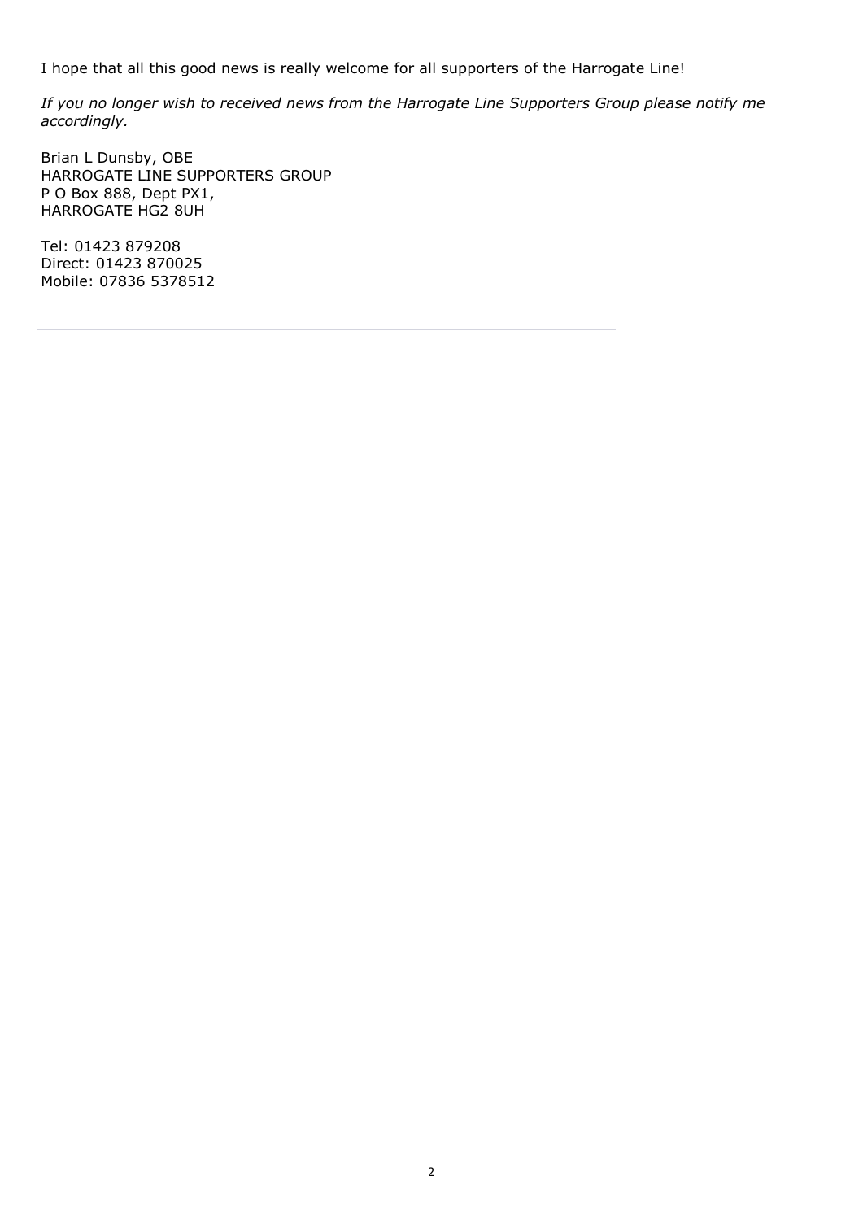I hope that all this good news is really welcome for all supporters of the Harrogate Line!

*If you no longer wish to received news from the Harrogate Line Supporters Group please notify me accordingly.*

Brian L Dunsby, OBE
HARROGATE LINE SUPPORTERS GROUP
P O Box 888, Dept PX1,
HARROGATE HG2 8UH

Tel: 01423 879208
Direct: 01423 870025
Mobile: 07836 5378512

---